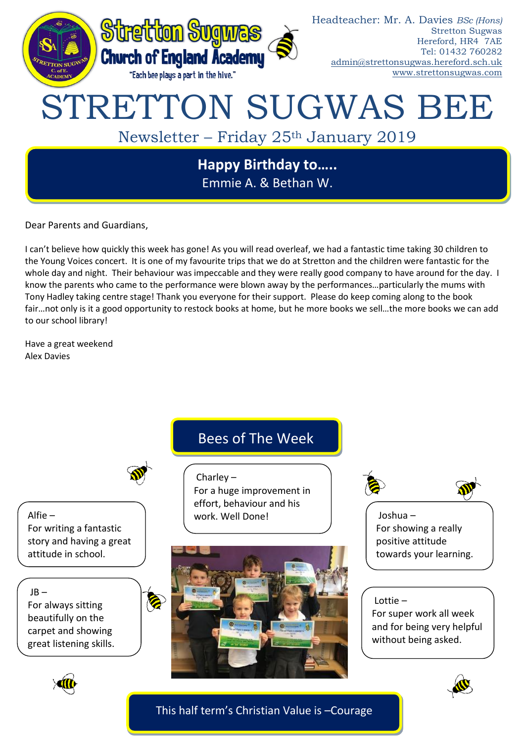# Stretton Sugwas Church of England Academy

"Each bee plays a part in the hive."

Headteacher: Mr. A. Davies *BSc (Hons)*
Stretton Sugwas
Hereford, HR4 7AE
Tel: 01432 760282
admin@strettonsugwas.hereford.sch.uk
www.strettonsugwas.com

# STRETTON SUGWAS BEE

## Newsletter – Friday 25th January 2019

**Happy Birthday to…..**
Emmie A. & Bethan W.

Dear Parents and Guardians,

I can't believe how quickly this week has gone! As you will read overleaf, we had a fantastic time taking 30 children to the Young Voices concert. It is one of my favourite trips that we do at Stretton and the children were fantastic for the whole day and night. Their behaviour was impeccable and they were really good company to have around for the day. I know the parents who came to the performance were blown away by the performances…particularly the mums with Tony Hadley taking centre stage! Thank you everyone for their support. Please do keep coming along to the book fair…not only is it a good opportunity to restock books at home, but he more books we sell…the more books we can add to our school library!

Have a great weekend
Alex Davies

## Bees of The Week

Charley –
For a huge improvement in effort, behaviour and his work. Well Done!

Alfie –
For writing a fantastic story and having a great attitude in school.

Joshua –
For showing a really positive attitude towards your learning.

JB –
For always sitting beautifully on the carpet and showing great listening skills.

Lottie –
For super work all week and for being very helpful without being asked.

This half term's Christian Value is –Courage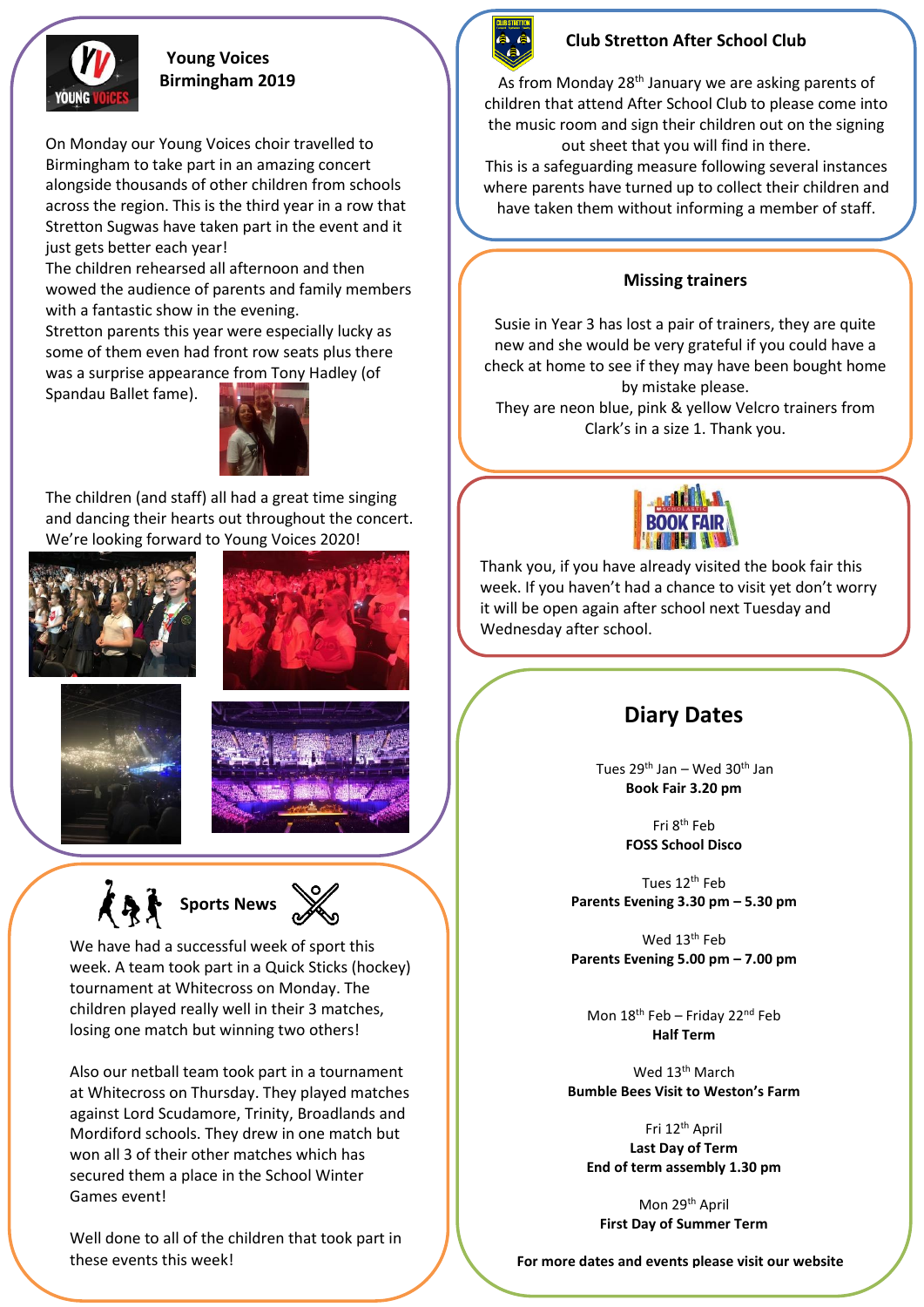## Young Voices Birmingham 2019

On Monday our Young Voices choir travelled to Birmingham to take part in an amazing concert alongside thousands of other children from schools across the region. This is the third year in a row that Stretton Sugwas have taken part in the event and it just gets better each year!
The children rehearsed all afternoon and then wowed the audience of parents and family members with a fantastic show in the evening.
Stretton parents this year were especially lucky as some of them even had front row seats plus there was a surprise appearance from Tony Hadley (of Spandau Ballet fame).

The children (and staff) all had a great time singing and dancing their hearts out throughout the concert. We're looking forward to Young Voices 2020!

## Sports News

We have had a successful week of sport this week. A team took part in a Quick Sticks (hockey) tournament at Whitecross on Monday. The children played really well in their 3 matches, losing one match but winning two others!

Also our netball team took part in a tournament at Whitecross on Thursday. They played matches against Lord Scudamore, Trinity, Broadlands and Mordiford schools. They drew in one match but won all 3 of their other matches which has secured them a place in the School Winter Games event!

Well done to all of the children that took part in these events this week!

## Club Stretton After School Club

As from Monday 28th January we are asking parents of children that attend After School Club to please come into the music room and sign their children out on the signing out sheet that you will find in there.
This is a safeguarding measure following several instances where parents have turned up to collect their children and have taken them without informing a member of staff.

## Missing trainers

Susie in Year 3 has lost a pair of trainers, they are quite new and she would be very grateful if you could have a check at home to see if they may have been bought home by mistake please.
They are neon blue, pink & yellow Velcro trainers from Clark's in a size 1. Thank you.

## Book Fair

Thank you, if you have already visited the book fair this week. If you haven't had a chance to visit yet don't worry it will be open again after school next Tuesday and Wednesday after school.

## Diary Dates

Tues 29th Jan – Wed 30th Jan
**Book Fair 3.20 pm**

Fri 8th Feb
**FOSS School Disco**

Tues 12th Feb
**Parents Evening 3.30 pm – 5.30 pm**

Wed 13th Feb
**Parents Evening 5.00 pm – 7.00 pm**

Mon 18th Feb – Friday 22nd Feb
**Half Term**

Wed 13th March
**Bumble Bees Visit to Weston's Farm**

Fri 12th April
**Last Day of Term**
**End of term assembly 1.30 pm**

Mon 29th April
**First Day of Summer Term**

**For more dates and events please visit our website**